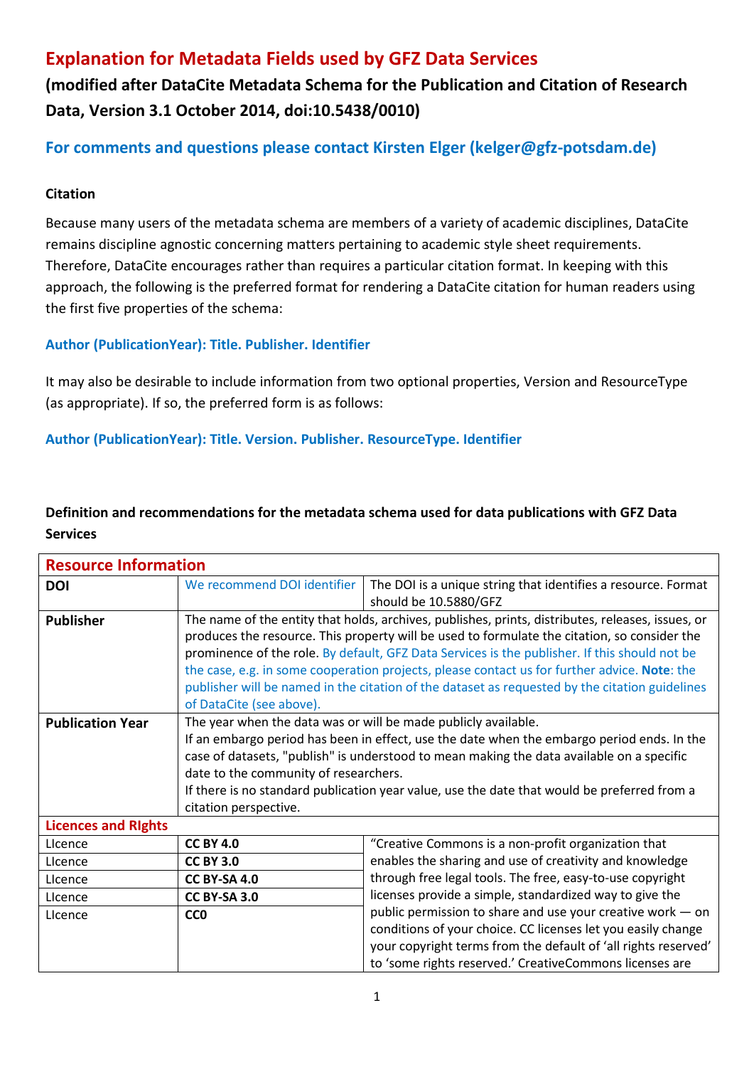# Explanation for Metadata Fields used by GFZ Data Services

## (modified after DataCite Metadata Schema for the Publication and Citation of Research Data, Version 3.1 October 2014, doi:10.5438/0010)

### For comments and questions please contact Kirsten Elger (kelger@gfz-potsdam.de)

**Citation**

Because many users of the metadata schema are members of a variety of academic disciplines, DataCite remains discipline agnostic concerning matters pertaining to academic style sheet requirements. Therefore, DataCite encourages rather than requires a particular citation format. In keeping with this approach, the following is the preferred format for rendering a DataCite citation for human readers using the first five properties of the schema:

**Author (PublicationYear): Title. Publisher. Identifier**

It may also be desirable to include information from two optional properties, Version and ResourceType (as appropriate). If so, the preferred form is as follows:

**Author (PublicationYear): Title. Version. Publisher. ResourceType. Identifier**

**Definition and recommendations for the metadata schema used for data publications with GFZ Data Services**

| Resource Information | | |
|---|---|---|
| **DOI** | We recommend DOI identifier | The DOI is a unique string that identifies a resource. Format should be 10.5880/GFZ |
| **Publisher** | The name of the entity that holds, archives, publishes, prints, distributes, releases, issues, or produces the resource. This property will be used to formulate the citation, so consider the prominence of the role. By default, GFZ Data Services is the publisher. If this should not be the case, e.g. in some cooperation projects, please contact us for further advice. **Note**: the publisher will be named in the citation of the dataset as requested by the citation guidelines of DataCite (see above). | |
| **Publication Year** | The year when the data was or will be made publicly available.<br>If an embargo period has been in effect, use the date when the embargo period ends. In the case of datasets, "publish" is understood to mean making the data available on a specific date to the community of researchers.<br>If there is no standard publication year value, use the date that would be preferred from a citation perspective. | |
| **Licences and RIghts** | | |
| LIcence | **CC BY 4.0** | "Creative Commons is a non-profit organization that enables the sharing and use of creativity and knowledge through free legal tools. The free, easy-to-use copyright licenses provide a simple, standardized way to give the public permission to share and use your creative work — on conditions of your choice. CC licenses let you easily change your copyright terms from the default of 'all rights reserved' to 'some rights reserved.' CreativeCommons licenses are |
| LIcence | **CC BY 3.0** | |
| LIcence | **CC BY-SA 4.0** | |
| LIcence | **CC BY-SA 3.0** | |
| LIcence | **CC0** | |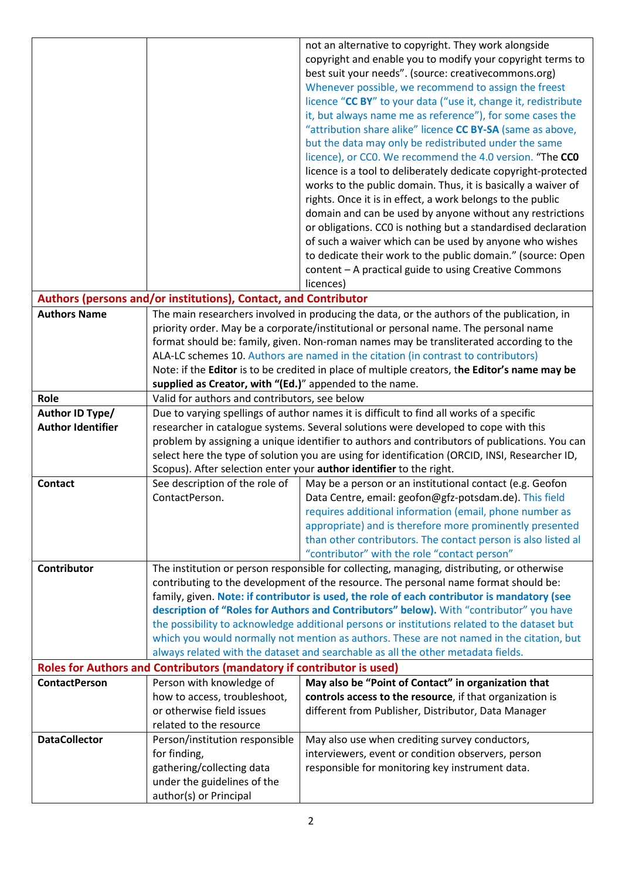| | | |
|---|---|---|
| | | not an alternative to copyright. They work alongside copyright and enable you to modify your copyright terms to best suit your needs". (source: creativecommons.org) Whenever possible, we recommend to assign the freest licence "**CC BY**" to your data ("use it, change it, redistribute it, but always name me as reference"), for some cases the "attribution share alike" licence **CC BY-SA** (same as above, but the data may only be redistributed under the same licence), or CC0. We recommend the 4.0 version. "The **CC0** licence is a tool to deliberately dedicate copyright-protected works to the public domain. Thus, it is basically a waiver of rights. Once it is in effect, a work belongs to the public domain and can be used by anyone without any restrictions or obligations. CC0 is nothing but a standardised declaration of such a waiver which can be used by anyone who wishes to dedicate their work to the public domain." (source: Open content – A practical guide to using Creative Commons licences) |
| **Authors (persons and/or institutions), Contact, and Contributor** | | |
| **Authors Name** | The main researchers involved in producing the data, or the authors of the publication, in priority order. May be a corporate/institutional or personal name. The personal name format should be: family, given. Non-roman names may be transliterated according to the ALA-LC schemes 10. Authors are named in the citation (in contrast to contributors) Note: if the **Editor** is to be credited in place of multiple creators, t**he Editor's name may be supplied as Creator, with "(Ed.)**" appended to the name. | |
| **Role** | Valid for authors and contributors, see below | |
| **Author ID Type/ Author Identifier** | Due to varying spellings of author names it is difficult to find all works of a specific researcher in catalogue systems. Several solutions were developed to cope with this problem by assigning a unique identifier to authors and contributors of publications. You can select here the type of solution you are using for identification (ORCID, INSI, Researcher ID, Scopus). After selection enter your **author identifier** to the right. | |
| **Contact** | See description of the role of ContactPerson. | May be a person or an institutional contact (e.g. Geofon Data Centre, email: geofon@gfz-potsdam.de). This field requires additional information (email, phone number as appropriate) and is therefore more prominently presented than other contributors. The contact person is also listed al "contributor" with the role "contact person" |
| **Contributor** | The institution or person responsible for collecting, managing, distributing, or otherwise contributing to the development of the resource. The personal name format should be: family, given. **Note: if contributor is used, the role of each contributor is mandatory (see description of "Roles for Authors and Contributors" below).** With "contributor" you have the possibility to acknowledge additional persons or institutions related to the dataset but which you would normally not mention as authors. These are not named in the citation, but always related with the dataset and searchable as all the other metadata fields. | |
| **Roles for Authors and Contributors (mandatory if contributor is used)** | | |
| **ContactPerson** | Person with knowledge of how to access, troubleshoot, or otherwise field issues related to the resource | **May also be "Point of Contact" in organization that controls access to the resource**, if that organization is different from Publisher, Distributor, Data Manager |
| **DataCollector** | Person/institution responsible for finding, gathering/collecting data under the guidelines of the author(s) or Principal | May also use when crediting survey conductors, interviewers, event or condition observers, person responsible for monitoring key instrument data. |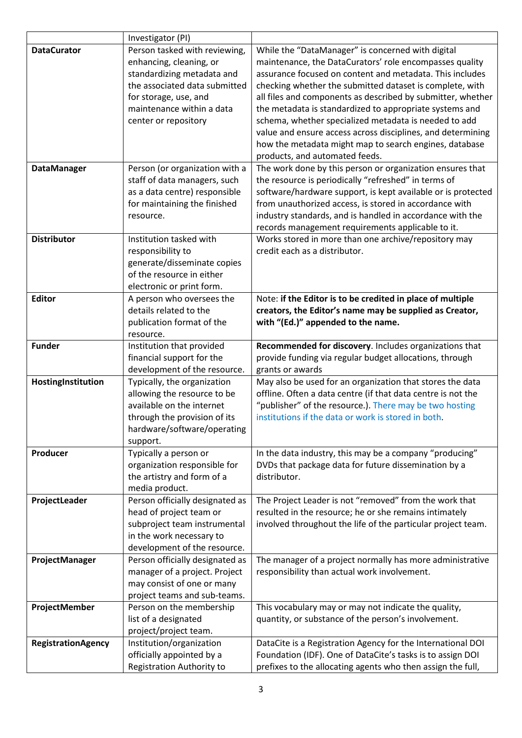|  | Investigator (PI) |  |
|---|---|---|
| **DataCurator** | Person tasked with reviewing, enhancing, cleaning, or standardizing metadata and the associated data submitted for storage, use, and maintenance within a data center or repository | While the "DataManager" is concerned with digital maintenance, the DataCurators' role encompasses quality assurance focused on content and metadata. This includes checking whether the submitted dataset is complete, with all files and components as described by submitter, whether the metadata is standardized to appropriate systems and schema, whether specialized metadata is needed to add value and ensure access across disciplines, and determining how the metadata might map to search engines, database products, and automated feeds. |
| **DataManager** | Person (or organization with a staff of data managers, such as a data centre) responsible for maintaining the finished resource. | The work done by this person or organization ensures that the resource is periodically "refreshed" in terms of software/hardware support, is kept available or is protected from unauthorized access, is stored in accordance with industry standards, and is handled in accordance with the records management requirements applicable to it. |
| **Distributor** | Institution tasked with responsibility to generate/disseminate copies of the resource in either electronic or print form. | Works stored in more than one archive/repository may credit each as a distributor. |
| **Editor** | A person who oversees the details related to the publication format of the resource. | Note: **if the Editor is to be credited in place of multiple creators, the Editor's name may be supplied as Creator, with "(Ed.)" appended to the name.** |
| **Funder** | Institution that provided financial support for the development of the resource. | **Recommended for discovery**. Includes organizations that provide funding via regular budget allocations, through grants or awards |
| **HostingInstitution** | Typically, the organization allowing the resource to be available on the internet through the provision of its hardware/software/operating support. | May also be used for an organization that stores the data offline. Often a data centre (if that data centre is not the "publisher" of the resource.). There may be two hosting institutions if the data or work is stored in both. |
| **Producer** | Typically a person or organization responsible for the artistry and form of a media product. | In the data industry, this may be a company "producing" DVDs that package data for future dissemination by a distributor. |
| **ProjectLeader** | Person officially designated as head of project team or subproject team instrumental in the work necessary to development of the resource. | The Project Leader is not "removed" from the work that resulted in the resource; he or she remains intimately involved throughout the life of the particular project team. |
| **ProjectManager** | Person officially designated as manager of a project. Project may consist of one or many project teams and sub-teams. | The manager of a project normally has more administrative responsibility than actual work involvement. |
| **ProjectMember** | Person on the membership list of a designated project/project team. | This vocabulary may or may not indicate the quality, quantity, or substance of the person's involvement. |
| **RegistrationAgency** | Institution/organization officially appointed by a Registration Authority to | DataCite is a Registration Agency for the International DOI Foundation (IDF). One of DataCite's tasks is to assign DOI prefixes to the allocating agents who then assign the full, |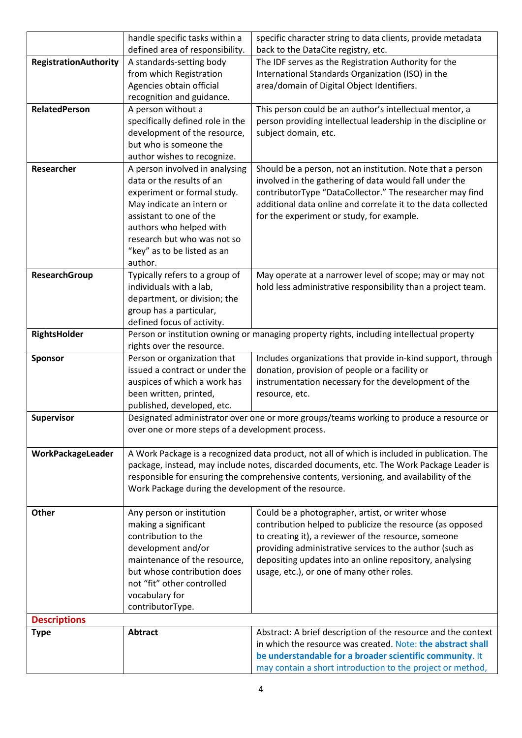| | | |
|---|---|---|
| | handle specific tasks within a defined area of responsibility. | specific character string to data clients, provide metadata back to the DataCite registry, etc. |
| **RegistrationAuthority** | A standards-setting body from which Registration Agencies obtain official recognition and guidance. | The IDF serves as the Registration Authority for the International Standards Organization (ISO) in the area/domain of Digital Object Identifiers. |
| **RelatedPerson** | A person without a specifically defined role in the development of the resource, but who is someone the author wishes to recognize. | This person could be an author's intellectual mentor, a person providing intellectual leadership in the discipline or subject domain, etc. |
| **Researcher** | A person involved in analysing data or the results of an experiment or formal study. May indicate an intern or assistant to one of the authors who helped with research but who was not so "key" as to be listed as an author. | Should be a person, not an institution. Note that a person involved in the gathering of data would fall under the contributorType "DataCollector." The researcher may find additional data online and correlate it to the data collected for the experiment or study, for example. |
| **ResearchGroup** | Typically refers to a group of individuals with a lab, department, or division; the group has a particular, defined focus of activity. | May operate at a narrower level of scope; may or may not hold less administrative responsibility than a project team. |
| **RightsHolder** | Person or institution owning or managing property rights, including intellectual property rights over the resource. | |
| **Sponsor** | Person or organization that issued a contract or under the auspices of which a work has been written, printed, published, developed, etc. | Includes organizations that provide in-kind support, through donation, provision of people or a facility or instrumentation necessary for the development of the resource, etc. |
| **Supervisor** | Designated administrator over one or more groups/teams working to produce a resource or over one or more steps of a development process. | |
| **WorkPackageLeader** | A Work Package is a recognized data product, not all of which is included in publication. The package, instead, may include notes, discarded documents, etc. The Work Package Leader is responsible for ensuring the comprehensive contents, versioning, and availability of the Work Package during the development of the resource. | |
| **Other** | Any person or institution making a significant contribution to the development and/or maintenance of the resource, but whose contribution does not "fit" other controlled vocabulary for contributorType. | Could be a photographer, artist, or writer whose contribution helped to publicize the resource (as opposed to creating it), a reviewer of the resource, someone providing administrative services to the author (such as depositing updates into an online repository, analysing usage, etc.), or one of many other roles. |
| **Descriptions** | | |
| **Type** | **Abtract** | Abstract: A brief description of the resource and the context in which the resource was created. Note: **the abstract shall be understandable for a broader scientific community**. It may contain a short introduction to the project or method, |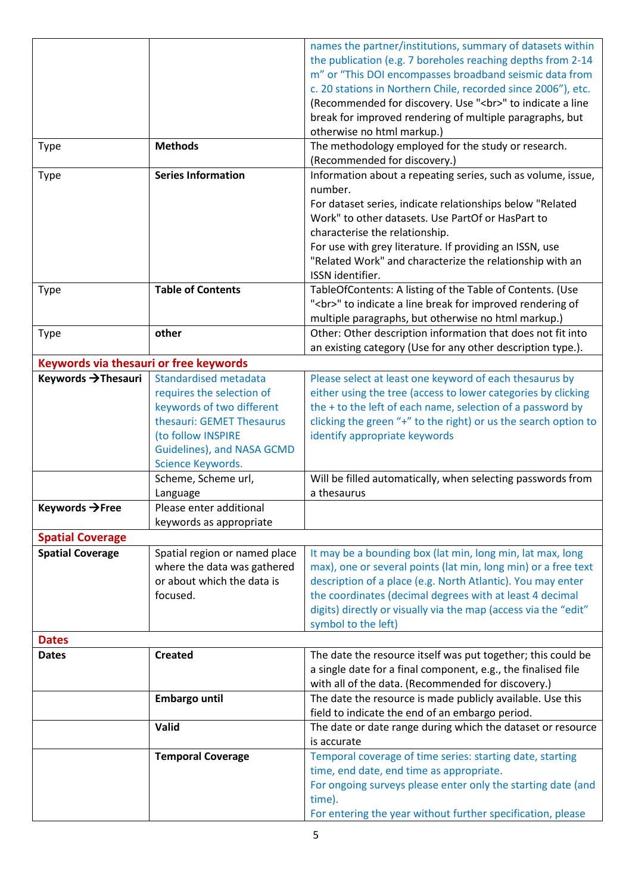| | | |
|---|---|---|
| | | names the partner/institutions, summary of datasets within the publication (e.g. 7 boreholes reaching depths from 2-14 m" or "This DOI encompasses broadband seismic data from c. 20 stations in Northern Chile, recorded since 2006"), etc. (Recommended for discovery. Use "<br>" to indicate a line break for improved rendering of multiple paragraphs, but otherwise no html markup.) |
| Type | **Methods** | The methodology employed for the study or research. (Recommended for discovery.) |
| Type | **Series Information** | Information about a repeating series, such as volume, issue, number.<br>For dataset series, indicate relationships below "Related Work" to other datasets. Use PartOf or HasPart to characterise the relationship.<br>For use with grey literature. If providing an ISSN, use "Related Work" and characterize the relationship with an ISSN identifier. |
| Type | **Table of Contents** | TableOfContents: A listing of the Table of Contents. (Use "<br>" to indicate a line break for improved rendering of multiple paragraphs, but otherwise no html markup.) |
| Type | **other** | Other: Other description information that does not fit into an existing category (Use for any other description type.). |
| **Keywords via thesauri or free keywords** | | |
| **Keywords →Thesauri** | Standardised metadata requires the selection of keywords of two different thesauri: GEMET Thesaurus (to follow INSPIRE Guidelines), and NASA GCMD Science Keywords. | Please select at least one keyword of each thesaurus by either using the tree (access to lower categories by clicking the + to the left of each name, selection of a password by clicking the green "+" to the right) or us the search option to identify appropriate keywords |
| | Scheme, Scheme url, Language | Will be filled automatically, when selecting passwords from a thesaurus |
| **Keywords →Free** | Please enter additional keywords as appropriate | |
| **Spatial Coverage** | | |
| **Spatial Coverage** | Spatial region or named place where the data was gathered or about which the data is focused. | It may be a bounding box (lat min, long min, lat max, long max), one or several points (lat min, long min) or a free text description of a place (e.g. North Atlantic). You may enter the coordinates (decimal degrees with at least 4 decimal digits) directly or visually via the map (access via the "edit" symbol to the left) |
| **Dates** | | |
| **Dates** | **Created** | The date the resource itself was put together; this could be a single date for a final component, e.g., the finalised file with all of the data. (Recommended for discovery.) |
| | **Embargo until** | The date the resource is made publicly available. Use this field to indicate the end of an embargo period. |
| | **Valid** | The date or date range during which the dataset or resource is accurate |
| | **Temporal Coverage** | Temporal coverage of time series: starting date, starting time, end date, end time as appropriate.<br>For ongoing surveys please enter only the starting date (and time).<br>For entering the year without further specification, please |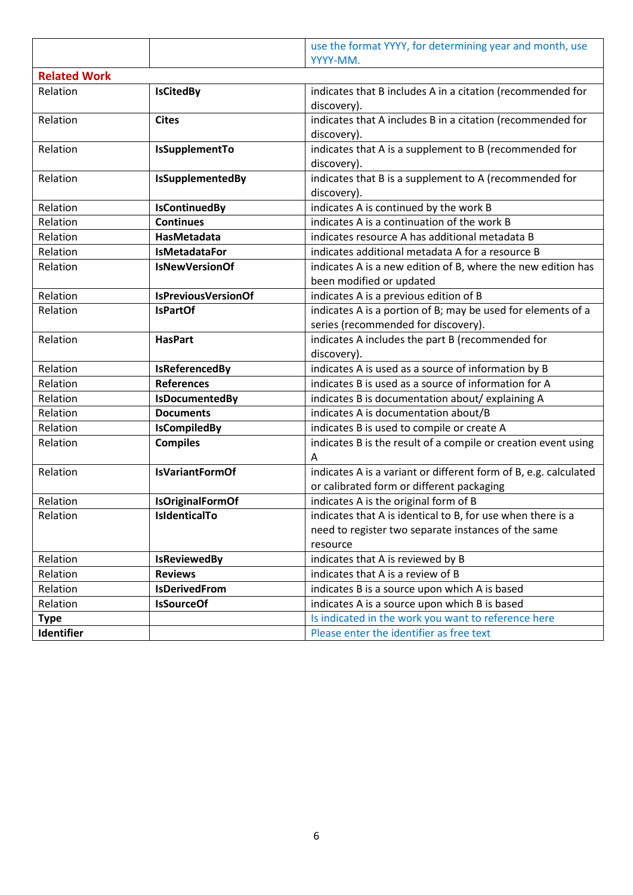| | | |
|---|---|---|
| | | use the format YYYY, for determining year and month, use YYYY-MM. |
| **Related Work** | | |
| Relation | **IsCitedBy** | indicates that B includes A in a citation (recommended for discovery). |
| Relation | **Cites** | indicates that A includes B in a citation (recommended for discovery). |
| Relation | **IsSupplementTo** | indicates that A is a supplement to B (recommended for discovery). |
| Relation | **IsSupplementedBy** | indicates that B is a supplement to A (recommended for discovery). |
| Relation | **IsContinuedBy** | indicates A is continued by the work B |
| Relation | **Continues** | indicates A is a continuation of the work B |
| Relation | **HasMetadata** | indicates resource A has additional metadata B |
| Relation | **IsMetadataFor** | indicates additional metadata A for a resource B |
| Relation | **IsNewVersionOf** | indicates A is a new edition of B, where the new edition has been modified or updated |
| Relation | **IsPreviousVersionOf** | indicates A is a previous edition of B |
| Relation | **IsPartOf** | indicates A is a portion of B; may be used for elements of a series (recommended for discovery). |
| Relation | **HasPart** | indicates A includes the part B (recommended for discovery). |
| Relation | **IsReferencedBy** | indicates A is used as a source of information by B |
| Relation | **References** | indicates B is used as a source of information for A |
| Relation | **IsDocumentedBy** | indicates B is documentation about/ explaining A |
| Relation | **Documents** | indicates A is documentation about/B |
| Relation | **IsCompiledBy** | indicates B is used to compile or create A |
| Relation | **Compiles** | indicates B is the result of a compile or creation event using A |
| Relation | **IsVariantFormOf** | indicates A is a variant or different form of B, e.g. calculated or calibrated form or different packaging |
| Relation | **IsOriginalFormOf** | indicates A is the original form of B |
| Relation | **IsIdenticalTo** | indicates that A is identical to B, for use when there is a need to register two separate instances of the same resource |
| Relation | **IsReviewedBy** | indicates that A is reviewed by B |
| Relation | **Reviews** | indicates that A is a review of B |
| Relation | **IsDerivedFrom** | indicates B is a source upon which A is based |
| Relation | **IsSourceOf** | indicates A is a source upon which B is based |
| **Type** | | Is indicated in the work you want to reference here |
| **Identifier** | | Please enter the identifier as free text |